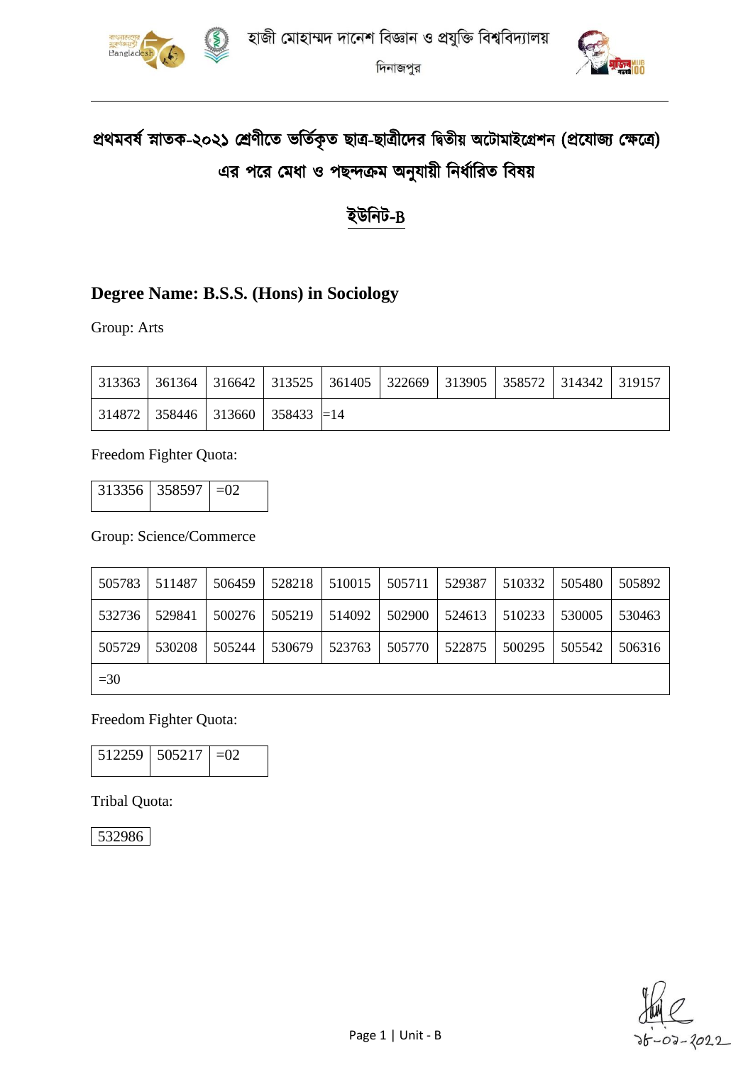হাজী মোহাম্মদ দানেশ বিজ্ঞান ও প্রযুক্তি বিশ্ববিদ্যালয়

দিনাজপুর

# প্রথমবর্ষ স্নাতক-২০২১ শ্রেণীতে ভর্তিকৃত ছাত্র-ছাত্রীদের দ্বিতীয় অটোমাইগ্রেশন (প্রযোজ্য ক্ষেত্রে) এর পরে মেধা ও পছন্দক্রম অনুযায়ী নির্ধারিত বিষয়

## ইউনিট-B

## Degree Name: B.S.S. (Hons) in Sociology

Group: Arts

| | | | | | | | | | |
|---|---|---|---|---|---|---|---|---|---|
| 313363 | 361364 | 316642 | 313525 | 361405 | 322669 | 313905 | 358572 | 314342 | 319157 |
| 314872 | 358446 | 313660 | 358433 | =14 | | | | | |

Freedom Fighter Quota:

| | | |
|---|---|---|
| 313356 | 358597 | =02 |

Group: Science/Commerce

| | | | | | | | | | |
|---|---|---|---|---|---|---|---|---|---|
| 505783 | 511487 | 506459 | 528218 | 510015 | 505711 | 529387 | 510332 | 505480 | 505892 |
| 532736 | 529841 | 500276 | 505219 | 514092 | 502900 | 524613 | 510233 | 530005 | 530463 |
| 505729 | 530208 | 505244 | 530679 | 523763 | 505770 | 522875 | 500295 | 505542 | 506316 |
| =30 | | | | | | | | | |

Freedom Fighter Quota:

| | | |
|---|---|---|
| 512259 | 505217 | =02 |

Tribal Quota:

| |
|---|
| 532986 |

১৮-০২-২০২২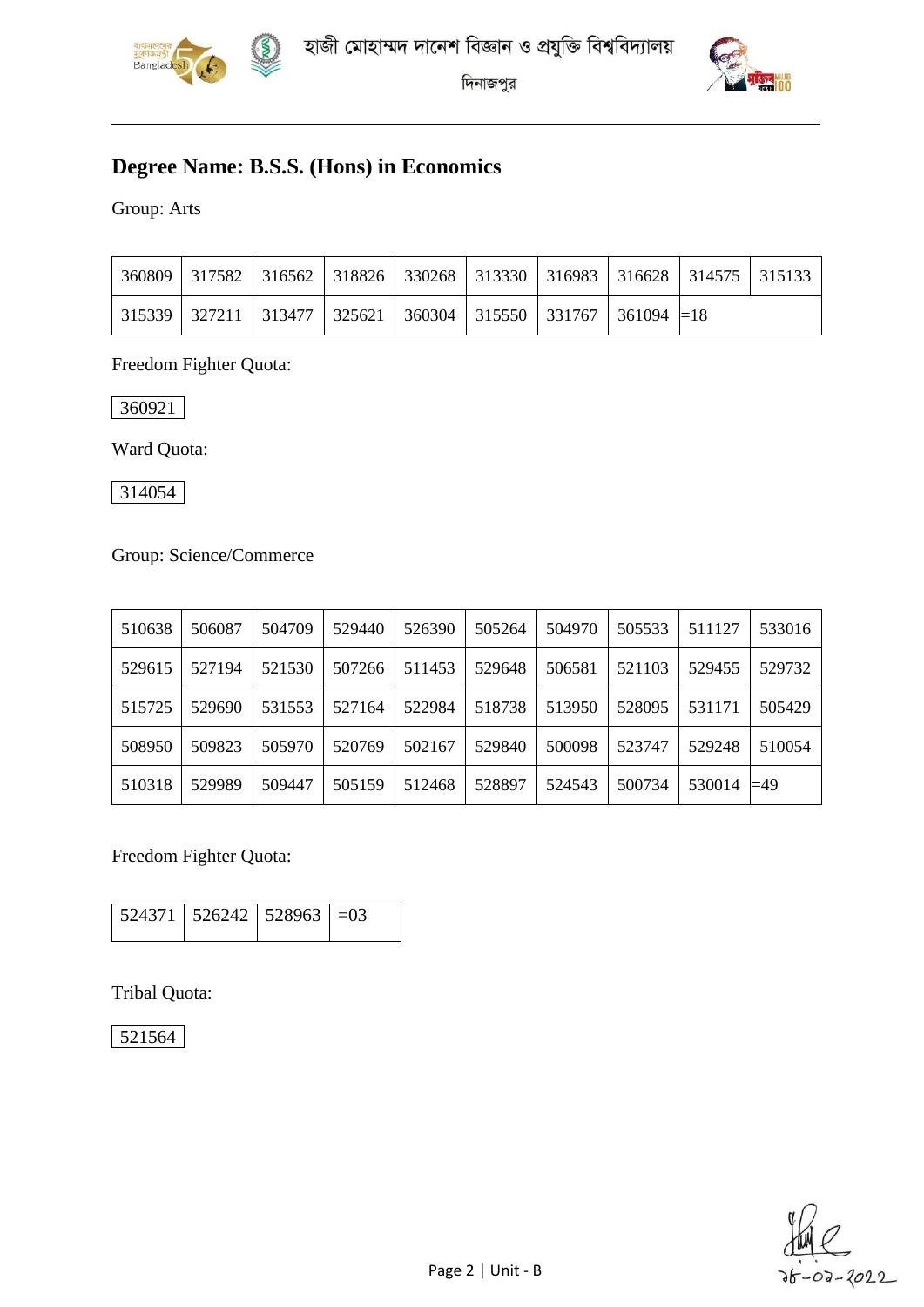হাজী মোহাম্মদ দানেশ বিজ্ঞান ও প্রযুক্তি বিশ্ববিদ্যালয়

দিনাজপুর

## Degree Name: B.S.S. (Hons) in Economics

Group: Arts

| | | | | | | | | | |
|---|---|---|---|---|---|---|---|---|---|
| 360809 | 317582 | 316562 | 318826 | 330268 | 313330 | 316983 | 316628 | 314575 | 315133 |
| 315339 | 327211 | 313477 | 325621 | 360304 | 315550 | 331767 | 361094 | =18 | |

Freedom Fighter Quota:

| |
|---|
| 360921 |

Ward Quota:

| |
|---|
| 314054 |

Group: Science/Commerce

| | | | | | | | | | |
|---|---|---|---|---|---|---|---|---|---|
| 510638 | 506087 | 504709 | 529440 | 526390 | 505264 | 504970 | 505533 | 511127 | 533016 |
| 529615 | 527194 | 521530 | 507266 | 511453 | 529648 | 506581 | 521103 | 529455 | 529732 |
| 515725 | 529690 | 531553 | 527164 | 522984 | 518738 | 513950 | 528095 | 531171 | 505429 |
| 508950 | 509823 | 505970 | 520769 | 502167 | 529840 | 500098 | 523747 | 529248 | 510054 |
| 510318 | 529989 | 509447 | 505159 | 512468 | 528897 | 524543 | 500734 | 530014 | =49 |

Freedom Fighter Quota:

| | | | |
|---|---|---|---|
| 524371 | 526242 | 528963 | =03 |

Tribal Quota:

| |
|---|
| 521564 |

১৮-০৭-২০২২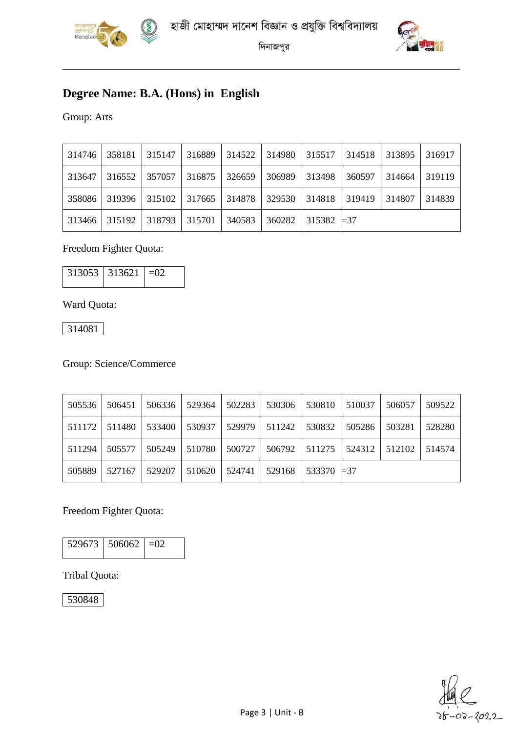হাজী মোহাম্মদ দানেশ বিজ্ঞান ও প্রযুক্তি বিশ্ববিদ্যালয়

দিনাজপুর

## Degree Name: B.A. (Hons) in English

Group: Arts

| | | | | | | | | | |
|---|---|---|---|---|---|---|---|---|---|
| 314746 | 358181 | 315147 | 316889 | 314522 | 314980 | 315517 | 314518 | 313895 | 316917 |
| 313647 | 316552 | 357057 | 316875 | 326659 | 306989 | 313498 | 360597 | 314664 | 319119 |
| 358086 | 319396 | 315102 | 317665 | 314878 | 329530 | 314818 | 319419 | 314807 | 314839 |
| 313466 | 315192 | 318793 | 315701 | 340583 | 360282 | 315382 | =37 | | |

Freedom Fighter Quota:

| | | |
|---|---|---|
| 313053 | 313621 | =02 |

Ward Quota:

| |
|---|
| 314081 |

Group: Science/Commerce

| | | | | | | | | | |
|---|---|---|---|---|---|---|---|---|---|
| 505536 | 506451 | 506336 | 529364 | 502283 | 530306 | 530810 | 510037 | 506057 | 509522 |
| 511172 | 511480 | 533400 | 530937 | 529979 | 511242 | 530832 | 505286 | 503281 | 528280 |
| 511294 | 505577 | 505249 | 510780 | 500727 | 506792 | 511275 | 524312 | 512102 | 514574 |
| 505889 | 527167 | 529207 | 510620 | 524741 | 529168 | 533370 | =37 | | |

Freedom Fighter Quota:

| | | |
|---|---|---|
| 529673 | 506062 | =02 |

Tribal Quota:

| |
|---|
| 530848 |

১৮-০৯-২০২২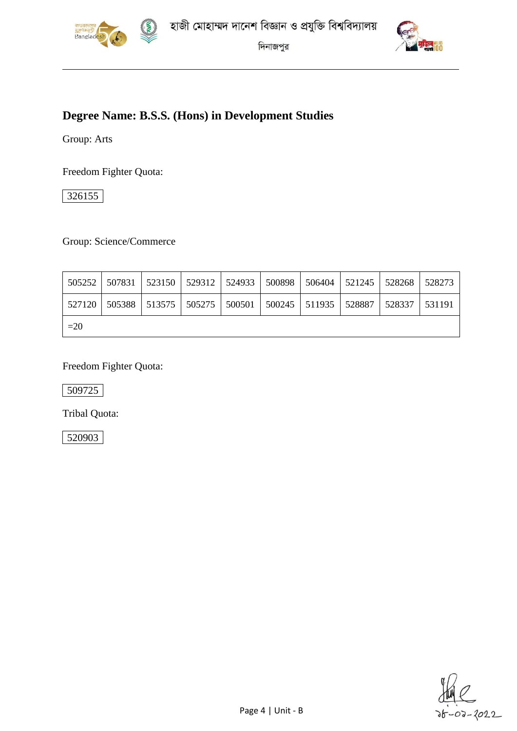হাজী মোহাম্মদ দানেশ বিজ্ঞান ও প্রযুক্তি বিশ্ববিদ্যালয়

দিনাজপুর

## Degree Name: B.S.S. (Hons) in Development Studies

Group: Arts

Freedom Fighter Quota:

| 326155 |
|---|

Group: Science/Commerce

| | | | | | | | | | |
|---|---|---|---|---|---|---|---|---|---|
| 505252 | 507831 | 523150 | 529312 | 524933 | 500898 | 506404 | 521245 | 528268 | 528273 |
| 527120 | 505388 | 513575 | 505275 | 500501 | 500245 | 511935 | 528887 | 528337 | 531191 |
| =20 | | | | | | | | | |

Freedom Fighter Quota:

| 509725 |
|---|

Tribal Quota:

| 520903 |
|---|

১৮-০২-২০22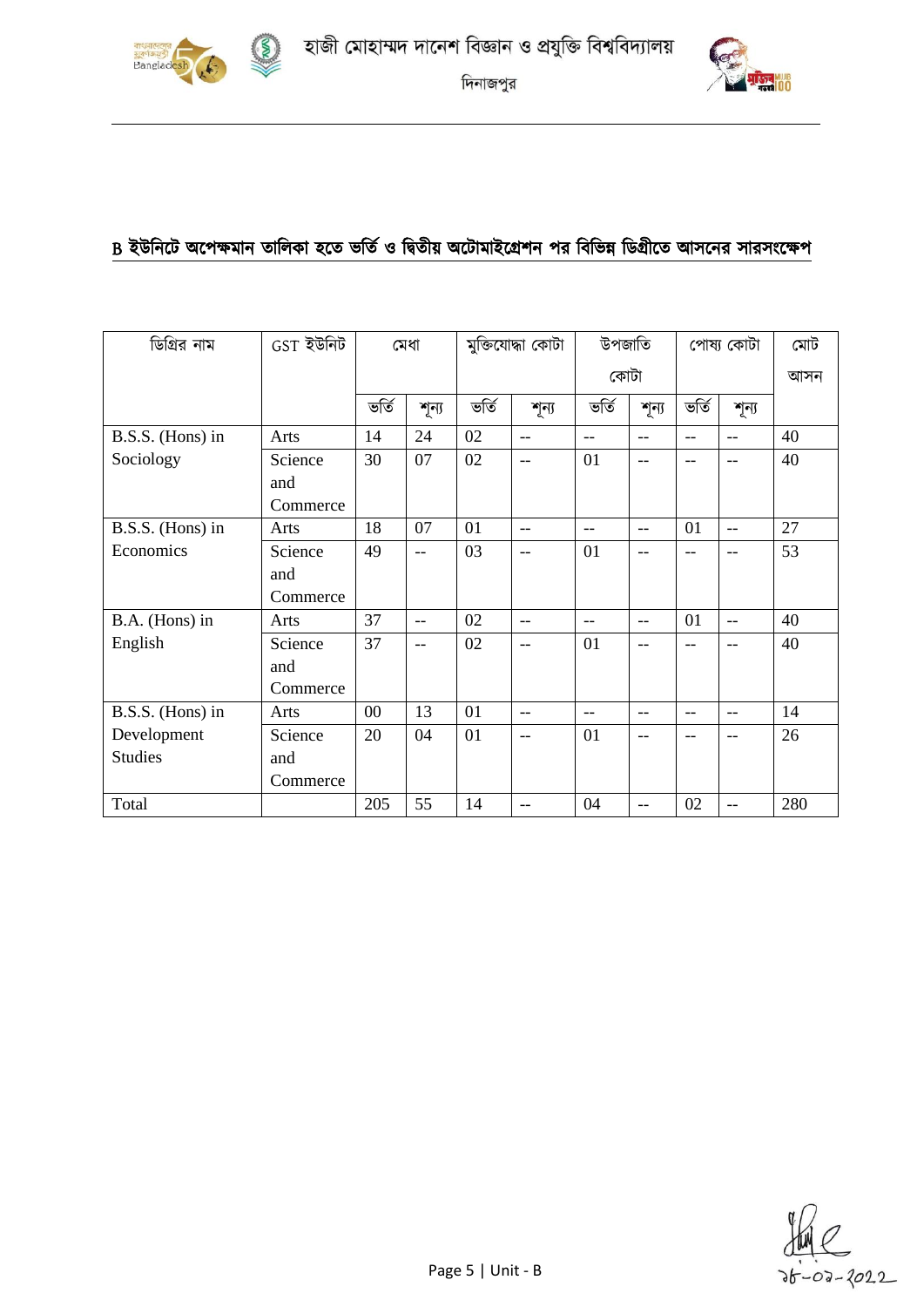হাজী মোহাম্মদ দানেশ বিজ্ঞান ও প্রযুক্তি বিশ্ববিদ্যালয়

দিনাজপুর

## B ইউনিটে অপেক্ষমান তালিকা হতে ভর্তি ও দ্বিতীয় অটোমাইগ্রেশন পর বিভিন্ন ডিগ্রীতে আসনের সারসংক্ষেপ

| ডিগ্রির নাম | GST ইউনিট | মেধা | | মুক্তিযোদ্ধা কোটা | | উপজাতি কোটা | | পোষ্য কোটা | | মোট আসন |
|---|---|---|---|---|---|---|---|---|---|---|
| | | ভর্তি | শূন্য | ভর্তি | শূন্য | ভর্তি | শূন্য | ভর্তি | শূন্য | |
| B.S.S. (Hons) in Sociology | Arts | 14 | 24 | 02 | -- | -- | -- | -- | -- | 40 |
| | Science and Commerce | 30 | 07 | 02 | -- | 01 | -- | -- | -- | 40 |
| B.S.S. (Hons) in Economics | Arts | 18 | 07 | 01 | -- | -- | -- | 01 | -- | 27 |
| | Science and Commerce | 49 | -- | 03 | -- | 01 | -- | -- | -- | 53 |
| B.A. (Hons) in English | Arts | 37 | -- | 02 | -- | -- | -- | 01 | -- | 40 |
| | Science and Commerce | 37 | -- | 02 | -- | 01 | -- | -- | -- | 40 |
| B.S.S. (Hons) in Development Studies | Arts | 00 | 13 | 01 | -- | -- | -- | -- | -- | 14 |
| | Science and Commerce | 20 | 04 | 01 | -- | 01 | -- | -- | -- | 26 |
| Total | | 205 | 55 | 14 | -- | 04 | -- | 02 | -- | 280 |

১৮-০৯-২০২২